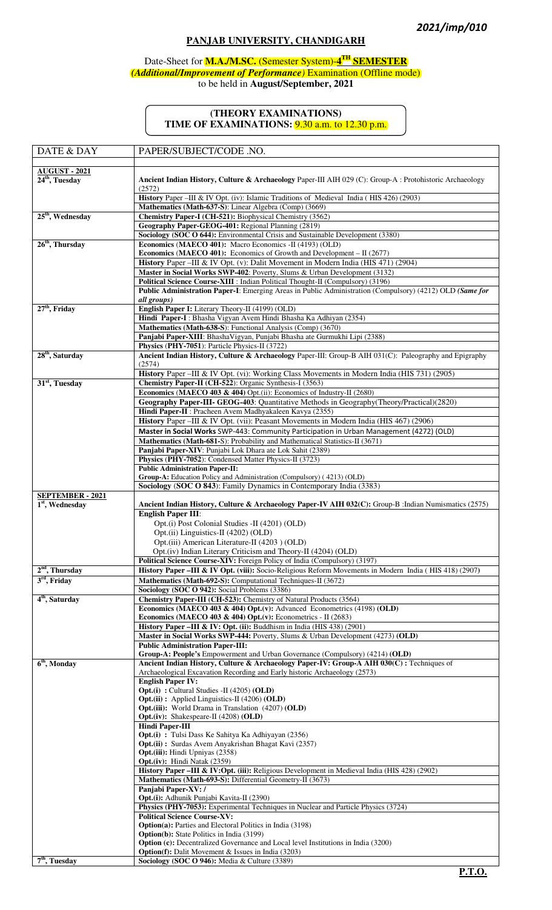*2021/imp/010*

# PANJAB UNIVERSITY, CHANDIGARH

**Date-Sheet for M.A./M.SC. (Semester System)-4TH SEMESTER**
***(Additional/Improvement of Performance)* Examination (Offline mode)**
**to be held in August/September, 2021**

## (THEORY EXAMINATIONS)
## TIME OF EXAMINATIONS: 9.30 a.m. to 12.30 p.m.

| DATE & DAY | PAPER/SUBJECT/CODE .NO. |
|---|---|
| **AUGUST - 2021** | |
| **24th, Tuesday** | **Ancient Indian History, Culture & Archaeology** Paper-III AIH 029 (C): Group-A : Protohistoric Archaeology (2572) |
| | **History** Paper –III & IV Opt. (iv): Islamic Traditions of Medieval India ( HIS 426) (2903) |
| | **Mathematics (Math-637-S)**: Linear Algebra (Comp) (3669) |
| **25th, Wednesday** | **Chemistry Paper-I (CH-521): Biophysical Chemistry** (3562) |
| | **Geography Paper-GEOG-401:** Regional Planning (2819) |
| | **Sociology (SOC O 644):** Environmental Crisis and Sustainable Development (3380) |
| **26th, Thursday** | **Economics (MAECO 401):** Macro Economics -II (4193) (OLD) |
| | **Economics (MAECO 401):** Economics of Growth and Development – II (2677) |
| | **History** Paper –III & IV Opt. (v): Dalit Movement in Modern India (HIS 471) (2904) |
| | **Master in Social Works SWP-402**: Poverty, Slums & Urban Development (3132) |
| | **Political Science Course-XIII** : Indian Political Thought-II (Compulsory) (3196) |
| | **Public Administration Paper-I**: Emerging Areas in Public Administration (Compulsory) (4212) OLD ***(Same for all groups)*** |
| **27th, Friday** | **English Paper I:** Literary Theory-II (4199) (OLD) |
| | **Hindi Paper-I** : Bhasha Vigyan Avem Hindi Bhasha Ka Adhiyan (2354) |
| | **Mathematics (Math-638-S):** Functional Analysis (Comp) (3670) |
| | **Panjabi Paper-XIII**: BhashaVigyan, Punjabi Bhasha ate Gurmukhi Lipi (2388) |
| | **Physics (PHY-7051)**: Particle Physics-II (3722) |
| **28th, Saturday** | **Ancient Indian History, Culture & Archaeology** Paper-III: Group-B AIH 031(C): Paleography and Epigraphy (2574) |
| | **History** Paper –III & IV Opt. (vi): Working Class Movements in Modern India (HIS 731) (2905) |
| **31st, Tuesday** | **Chemistry Paper-II (CH-522)**: Organic Synthesis-I (3563) |
| | **Economics (MAECO 403 & 404)** Opt.(ii): Economics of Industry-II (2680) |
| | **Geography Paper-III- GEOG-403**: Quantitative Methods in Geography(Theory/Practical)(2820) |
| | **Hindi Paper-II** : Pracheen Avem Madhyakaleen Kavya (2355) |
| | **History** Paper –III & IV Opt. (vii): Peasant Movements in Modern India (HIS 467) (2906) |
| | **Master in Social Works** SWP-443: Community Participation in Urban Management (4272) (OLD) |
| | **Mathematics (Math-681-S**): Probability and Mathematical Statistics-II (3671) |
| | **Panjabi Paper-XIV**: Punjabi Lok Dhara ate Lok Sahit (2389) |
| | **Physics (PHY-7052**): Condensed Matter Physics-II (3723) |
| | **Public Administration Paper-II:**<br>**Group-A:** Education Policy and Administration (Compulsory) ( 4213) (OLD) |
| | **Sociology (SOC O 843)**: Family Dynamics in Contemporary India (3383) |
| **SEPTEMBER - 2021** | |
| **1st, Wednesday** | **Ancient Indian History, Culture & Archaeology Paper-IV AIH 032(C):** Group-B :Indian Numismatics (2575) |
| | **English Paper III**:<br>Opt.(i) Post Colonial Studies -II (4201) (OLD)<br>Opt.(ii) Linguistics-II (4202) (OLD)<br>Opt.(iii) American Literature-II (4203 ) (OLD)<br>Opt.(iv) Indian Literary Criticism and Theory-II (4204) (OLD) |
| | **Political Science Course-XIV:** Foreign Policy of India (Compulsory) (3197) |
| **2nd, Thursday** | **History Paper –III & IV Opt. (viii):** Socio-Religious Reform Movements in Modern India ( HIS 418) (2907) |
| **3rd, Friday** | **Mathematics (Math-692-S):** Computational Techniques-II (3672) |
| | **Sociology (SOC O 942):** Social Problems (3386) |
| **4th, Saturday** | **Chemistry Paper-III (CH-523):** Chemistry of Natural Products (3564) |
| | **Economics (MAECO 403 & 404) Opt.(v):** Advanced Econometrics (4198) **(OLD)** |
| | **Economics (MAECO 403 & 404) Opt.(v):** Econometrics - II (2683) |
| | **History Paper –III & IV: Opt. (ii):** Buddhism in India (HIS 438) (2901) |
| | **Master in Social Works SWP-444:** Poverty, Slums & Urban Development (4273) **(OLD)** |
| | **Public Administration Paper-III:**<br>**Group-A: People's** Empowerment and Urban Governance (Compulsory) (4214) **(OLD)** |
| **6th, Monday** | **Ancient Indian History, Culture & Archaeology Paper-IV: Group-A AIH 030(C) :** Techniques of Archaeological Excavation Recording and Early historic Archaeology (2573) |
| | **English Paper IV:**<br>**Opt.(i) :** Cultural Studies -II (4205) **(OLD)**<br>**Opt.(ii) :** Applied Linguistics-II (4206) **(OLD)**<br>**Opt.(iii):** World Drama in Translation (4207) **(OLD)**<br>**Opt.(iv):** Shakespeare-II (4208) **(OLD)** |
| | **Hindi Paper-III**<br>**Opt.(i) :** Tulsi Dass Ke Sahitya Ka Adhiyayan (2356)<br>**Opt.(ii) :** Surdas Avem Anyakrishan Bhagat Kavi (2357)<br>**Opt.(iii):** Hindi Upniyas (2358)<br>**Opt.(iv):** Hindi Natak (2359) |
| | **History Paper –III & IV:Opt. (iii):** Religious Development in Medieval India (HIS 428) (2902) |
| | **Mathematics (Math-693-S):** Differential Geometry-II (3673) |
| | **Panjabi Paper-XV: /**<br>**Opt.(i):** Adhunik Punjabi Kavita-II (2390) |
| | **Physics (PHY-7053):** Experimental Techniques in Nuclear and Particle Physics (3724) |
| | **Political Science Course-XV:**<br>**Option(a):** Parties and Electoral Politics in India (3198)<br>**Option(b):** State Politics in India (3199)<br>**Option (c):** Decentralized Governance and Local level Institutions in India (3200)<br>**Option(f):** Dalit Movement & Issues in India (3203) |
| **7th, Tuesday** | **Sociology (SOC O 946):** Media & Culture (3389) |

**P.T.O.**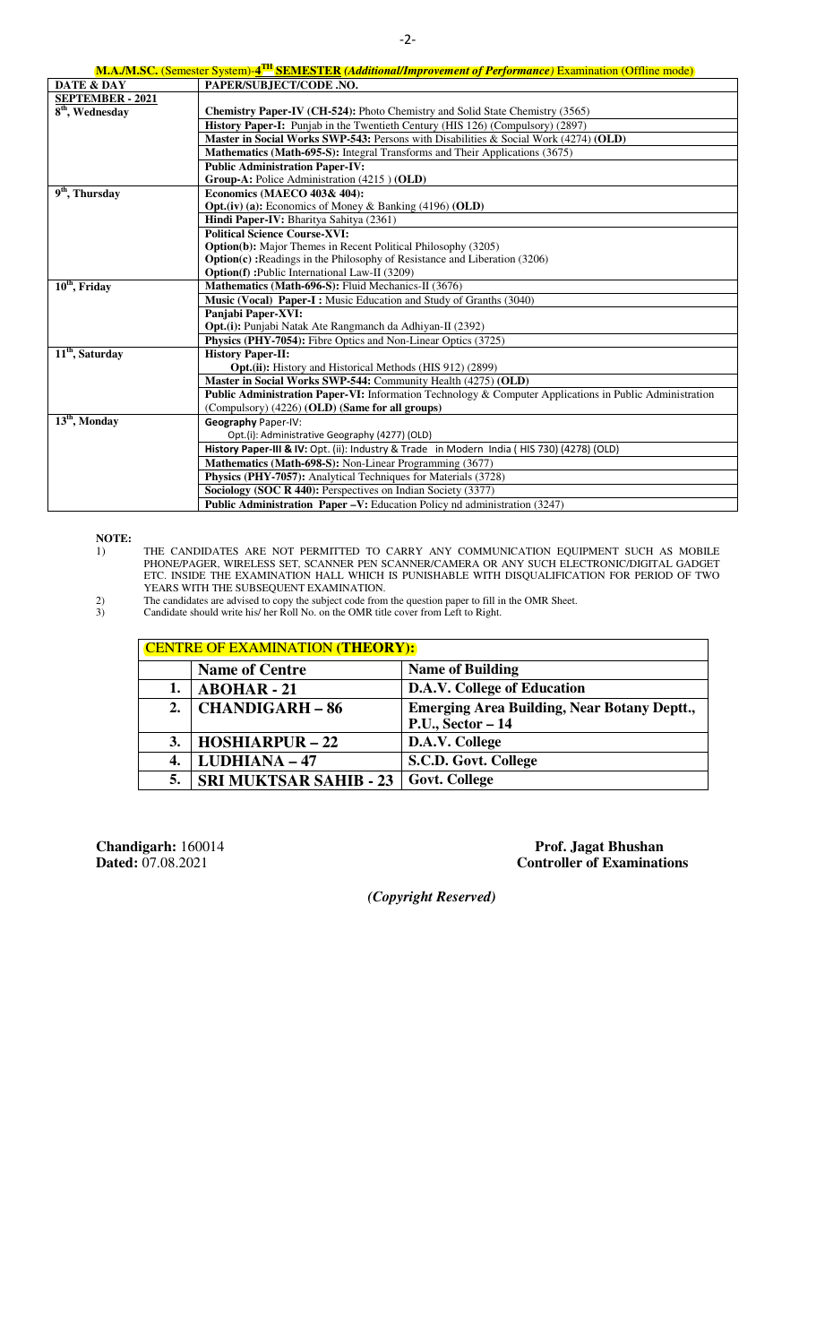**M.A./M.SC.** (Semester System)-**4**[TH] **SEMESTER** ***(Additional/Improvement of Performance)*** Examination (Offline mode)

| DATE & DAY | PAPER/SUBJECT/CODE .NO. |
|---|---|
| **SEPTEMBER - 2021** | |
| **8th, Wednesday** | **Chemistry Paper-IV (CH-524):** Photo Chemistry and Solid State Chemistry (3565) |
| | **History Paper-I:** Punjab in the Twentieth Century (HIS 126) (Compulsory) (2897) |
| | **Master in Social Works SWP-543:** Persons with Disabilities & Social Work (4274) **(OLD)** |
| | **Mathematics (Math-695-S):** Integral Transforms and Their Applications (3675) |
| | **Public Administration Paper-IV:** **Group-A:** Police Administration (4215 ) **(OLD)** |
| **9th, Thursday** | **Economics (MAECO 403& 404):** **Opt.(iv) (a):** Economics of Money & Banking (4196) **(OLD)** |
| | **Hindi Paper-IV:** Bharitya Sahitya (2361) |
| | **Political Science Course-XVI:** **Option(b):** Major Themes in Recent Political Philosophy (3205) **Option(c) :**Readings in the Philosophy of Resistance and Liberation (3206) **Option(f) :**Public International Law-II (3209) |
| **10th, Friday** | **Mathematics (Math-696-S):** Fluid Mechanics-II (3676) |
| | **Music (Vocal) Paper-I :** Music Education and Study of Granths (3040) |
| | **Panjabi Paper-XVI:** **Opt.(i):** Punjabi Natak Ate Rangmanch da Adhiyan-II (2392) |
| | **Physics (PHY-7054):** Fibre Optics and Non-Linear Optics (3725) |
| **11th, Saturday** | **History Paper-II:** **Opt.(ii):** History and Historical Methods (HIS 912) (2899) |
| | **Master in Social Works SWP-544:** Community Health (4275) **(OLD)** |
| | **Public Administration Paper-VI:** Information Technology & Computer Applications in Public Administration (Compulsory) (4226) **(OLD)** **(Same for all groups)** |
| **13th, Monday** | **Geography** Paper-IV: Opt.(i): Administrative Geography (4277) (OLD) |
| | **History Paper-III & IV:** Opt. (ii): Industry & Trade in Modern India ( HIS 730) (4278) (OLD) |
| | **Mathematics (Math-698-S):** Non-Linear Programming (3677) |
| | **Physics (PHY-7057):** Analytical Techniques for Materials (3728) |
| | **Sociology (SOC R 440):** Perspectives on Indian Society (3377) |
| | **Public Administration Paper –V:** Education Policy nd administration (3247) |

**NOTE:**

1) THE CANDIDATES ARE NOT PERMITTED TO CARRY ANY COMMUNICATION EQUIPMENT SUCH AS MOBILE PHONE/PAGER, WIRELESS SET, SCANNER PEN SCANNER/CAMERA OR ANY SUCH ELECTRONIC/DIGITAL GADGET ETC. INSIDE THE EXAMINATION HALL WHICH IS PUNISHABLE WITH DISQUALIFICATION FOR PERIOD OF TWO YEARS WITH THE SUBSEQUENT EXAMINATION.
2) The candidates are advised to copy the subject code from the question paper to fill in the OMR Sheet.
3) Candidate should write his/ her Roll No. on the OMR title cover from Left to Right.

| CENTRE OF EXAMINATION (**THEORY**): | | |
|---|---|---|
| | **Name of Centre** | **Name of Building** |
| **1.** | **ABOHAR - 21** | **D.A.V. College of Education** |
| **2.** | **CHANDIGARH – 86** | **Emerging Area Building, Near Botany Deptt., P.U., Sector – 14** |
| **3.** | **HOSHIARPUR – 22** | **D.A.V. College** |
| **4.** | **LUDHIANA – 47** | **S.C.D. Govt. College** |
| **5.** | **SRI MUKTSAR SAHIB - 23** | **Govt. College** |

**Chandigarh:** 160014
**Dated:** 07.08.2021

**Prof. Jagat Bhushan**
**Controller of Examinations**

***(Copyright Reserved)***